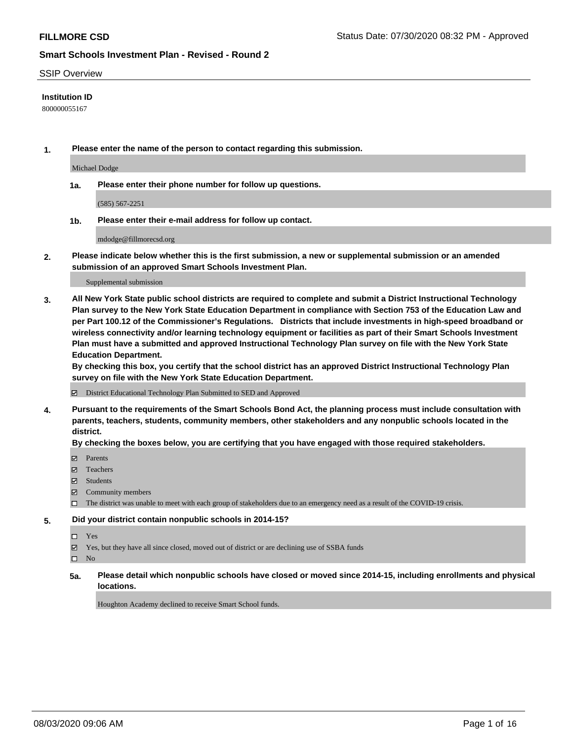**FILLMORE CSD**

Status Date: 07/30/2020 08:32 PM - Approved

## Smart Schools Investment Plan - Revised - Round 2

SSIP Overview

**Institution ID**

800000055167

**1. Please enter the name of the person to contact regarding this submission.**

Michael Dodge

**1a. Please enter their phone number for follow up questions.**

(585) 567-2251

**1b. Please enter their e-mail address for follow up contact.**

mdodge@fillmorecsd.org

**2. Please indicate below whether this is the first submission, a new or supplemental submission or an amended submission of an approved Smart Schools Investment Plan.**

Supplemental submission

**3. All New York State public school districts are required to complete and submit a District Instructional Technology Plan survey to the New York State Education Department in compliance with Section 753 of the Education Law and per Part 100.12 of the Commissioner's Regulations. Districts that include investments in high-speed broadband or wireless connectivity and/or learning technology equipment or facilities as part of their Smart Schools Investment Plan must have a submitted and approved Instructional Technology Plan survey on file with the New York State Education Department.**
**By checking this box, you certify that the school district has an approved District Instructional Technology Plan survey on file with the New York State Education Department.**

☑ District Educational Technology Plan Submitted to SED and Approved

**4. Pursuant to the requirements of the Smart Schools Bond Act, the planning process must include consultation with parents, teachers, students, community members, other stakeholders and any nonpublic schools located in the district.**
**By checking the boxes below, you are certifying that you have engaged with those required stakeholders.**

☑ Parents
☑ Teachers
☑ Students
☑ Community members
☐ The district was unable to meet with each group of stakeholders due to an emergency need as a result of the COVID-19 crisis.

**5. Did your district contain nonpublic schools in 2014-15?**

☐ Yes
☑ Yes, but they have all since closed, moved out of district or are declining use of SSBA funds
☐ No

**5a. Please detail which nonpublic schools have closed or moved since 2014-15, including enrollments and physical locations.**

Houghton Academy declined to receive Smart School funds.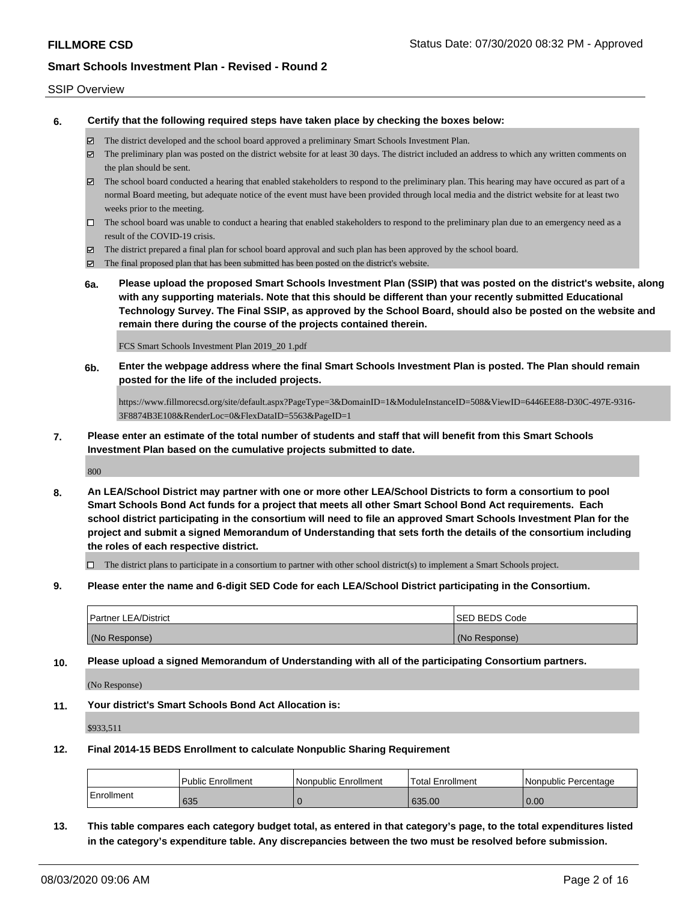SSIP Overview

**6. Certify that the following required steps have taken place by checking the boxes below:**

- ☑ The district developed and the school board approved a preliminary Smart Schools Investment Plan.
- ☑ The preliminary plan was posted on the district website for at least 30 days. The district included an address to which any written comments on the plan should be sent.
- ☑ The school board conducted a hearing that enabled stakeholders to respond to the preliminary plan. This hearing may have occured as part of a normal Board meeting, but adequate notice of the event must have been provided through local media and the district website for at least two weeks prior to the meeting.
- ☐ The school board was unable to conduct a hearing that enabled stakeholders to respond to the preliminary plan due to an emergency need as a result of the COVID-19 crisis.
- ☑ The district prepared a final plan for school board approval and such plan has been approved by the school board.
- ☑ The final proposed plan that has been submitted has been posted on the district's website.

**6a. Please upload the proposed Smart Schools Investment Plan (SSIP) that was posted on the district's website, along with any supporting materials. Note that this should be different than your recently submitted Educational Technology Survey. The Final SSIP, as approved by the School Board, should also be posted on the website and remain there during the course of the projects contained therein.**

FCS Smart Schools Investment Plan 2019_20 1.pdf

**6b. Enter the webpage address where the final Smart Schools Investment Plan is posted. The Plan should remain posted for the life of the included projects.**

https://www.fillmorecsd.org/site/default.aspx?PageType=3&DomainID=1&ModuleInstanceID=508&ViewID=6446EE88-D30C-497E-9316-3F8874B3E108&RenderLoc=0&FlexDataID=5563&PageID=1

**7. Please enter an estimate of the total number of students and staff that will benefit from this Smart Schools Investment Plan based on the cumulative projects submitted to date.**

800

**8. An LEA/School District may partner with one or more other LEA/School Districts to form a consortium to pool Smart Schools Bond Act funds for a project that meets all other Smart School Bond Act requirements. Each school district participating in the consortium will need to file an approved Smart Schools Investment Plan for the project and submit a signed Memorandum of Understanding that sets forth the details of the consortium including the roles of each respective district.**

- ☐ The district plans to participate in a consortium to partner with other school district(s) to implement a Smart Schools project.

**9. Please enter the name and 6-digit SED Code for each LEA/School District participating in the Consortium.**

| Partner LEA/District | SED BEDS Code |
|---|---|
| (No Response) | (No Response) |

**10. Please upload a signed Memorandum of Understanding with all of the participating Consortium partners.**

(No Response)

**11. Your district's Smart Schools Bond Act Allocation is:**

$933,511

**12. Final 2014-15 BEDS Enrollment to calculate Nonpublic Sharing Requirement**

| | Public Enrollment | Nonpublic Enrollment | Total Enrollment | Nonpublic Percentage |
|---|---|---|---|---|
| Enrollment | 635 | 0 | 635.00 | 0.00 |

**13. This table compares each category budget total, as entered in that category's page, to the total expenditures listed in the category's expenditure table. Any discrepancies between the two must be resolved before submission.**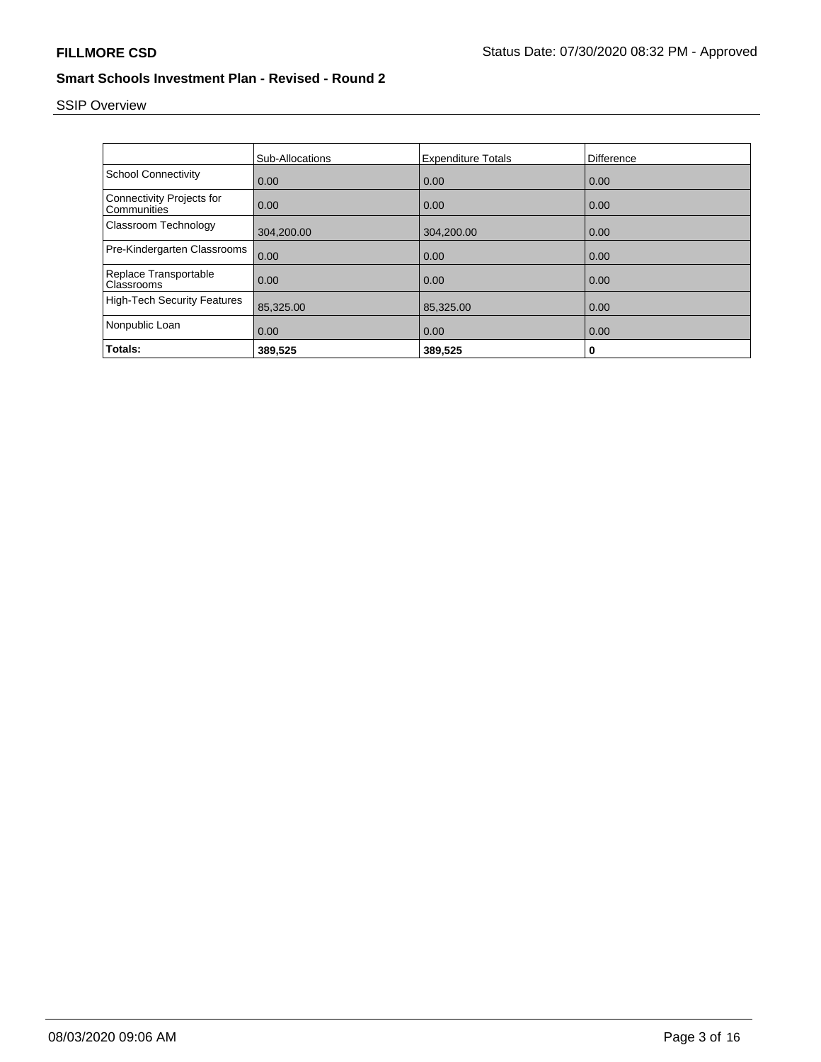SSIP Overview

| | Sub-Allocations | Expenditure Totals | Difference |
|---|---|---|---|
| School Connectivity | 0.00 | 0.00 | 0.00 |
| Connectivity Projects for Communities | 0.00 | 0.00 | 0.00 |
| Classroom Technology | 304,200.00 | 304,200.00 | 0.00 |
| Pre-Kindergarten Classrooms | 0.00 | 0.00 | 0.00 |
| Replace Transportable Classrooms | 0.00 | 0.00 | 0.00 |
| High-Tech Security Features | 85,325.00 | 85,325.00 | 0.00 |
| Nonpublic Loan | 0.00 | 0.00 | 0.00 |
| **Totals:** | **389,525** | **389,525** | **0** |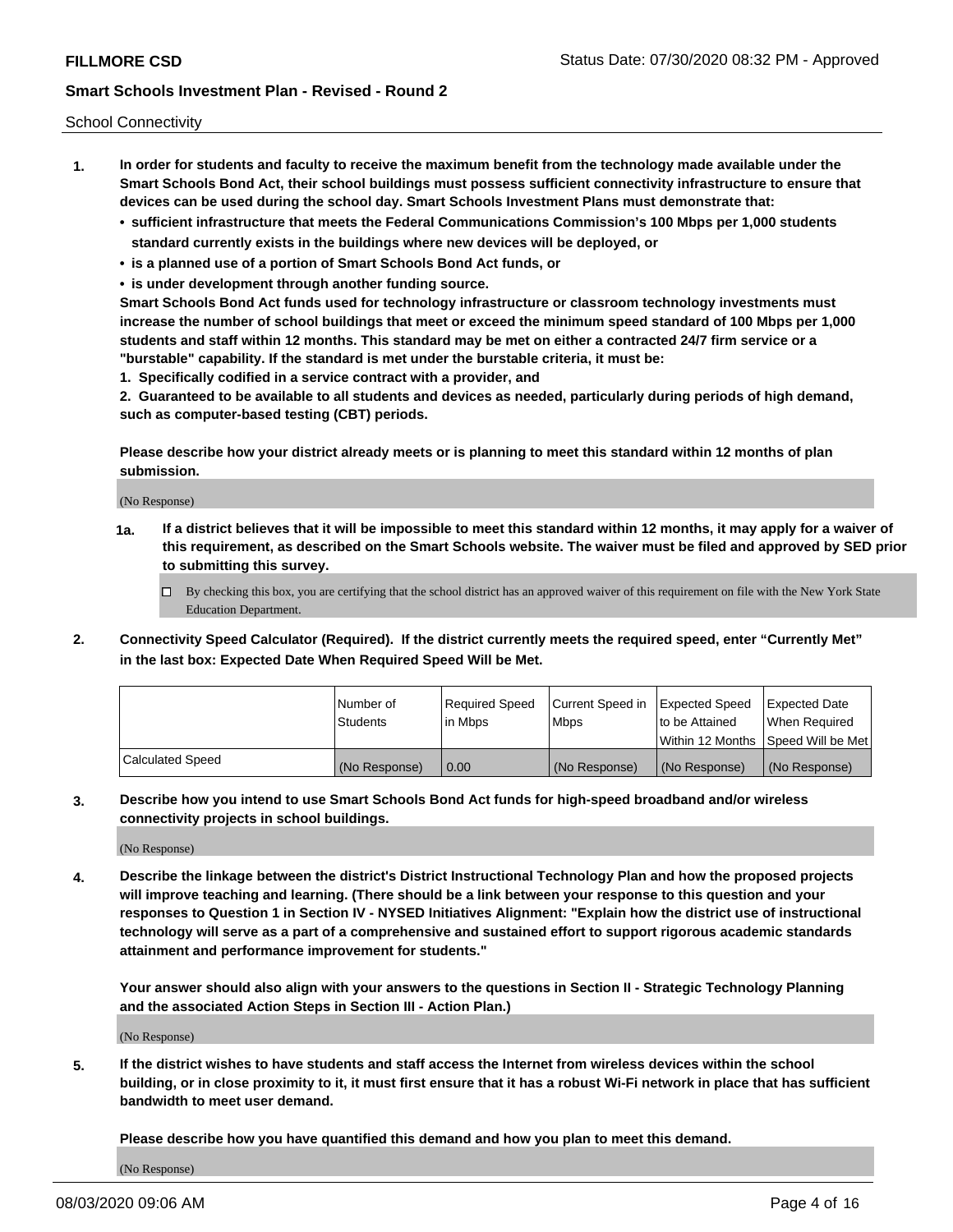School Connectivity

1. **In order for students and faculty to receive the maximum benefit from the technology made available under the Smart Schools Bond Act, their school buildings must possess sufficient connectivity infrastructure to ensure that devices can be used during the school day. Smart Schools Investment Plans must demonstrate that:**
   - **sufficient infrastructure that meets the Federal Communications Commission's 100 Mbps per 1,000 students standard currently exists in the buildings where new devices will be deployed, or**
   - **is a planned use of a portion of Smart Schools Bond Act funds, or**
   - **is under development through another funding source.**

   **Smart Schools Bond Act funds used for technology infrastructure or classroom technology investments must increase the number of school buildings that meet or exceed the minimum speed standard of 100 Mbps per 1,000 students and staff within 12 months. This standard may be met on either a contracted 24/7 firm service or a "burstable" capability. If the standard is met under the burstable criteria, it must be:**

   **1. Specifically codified in a service contract with a provider, and**

   **2. Guaranteed to be available to all students and devices as needed, particularly during periods of high demand, such as computer-based testing (CBT) periods.**

   **Please describe how your district already meets or is planning to meet this standard within 12 months of plan submission.**

   (No Response)

   **1a. If a district believes that it will be impossible to meet this standard within 12 months, it may apply for a waiver of this requirement, as described on the Smart Schools website. The waiver must be filed and approved by SED prior to submitting this survey.**

   ☐ By checking this box, you are certifying that the school district has an approved waiver of this requirement on file with the New York State Education Department.

2. **Connectivity Speed Calculator (Required). If the district currently meets the required speed, enter "Currently Met" in the last box: Expected Date When Required Speed Will be Met.**

| | Number of Students | Required Speed in Mbps | Current Speed in Mbps | Expected Speed to be Attained Within 12 Months | Expected Date When Required Speed Will be Met |
|---|---|---|---|---|---|
| Calculated Speed | (No Response) | 0.00 | (No Response) | (No Response) | (No Response) |

3. **Describe how you intend to use Smart Schools Bond Act funds for high-speed broadband and/or wireless connectivity projects in school buildings.**

   (No Response)

4. **Describe the linkage between the district's District Instructional Technology Plan and how the proposed projects will improve teaching and learning. (There should be a link between your response to this question and your responses to Question 1 in Section IV - NYSED Initiatives Alignment: "Explain how the district use of instructional technology will serve as a part of a comprehensive and sustained effort to support rigorous academic standards attainment and performance improvement for students."**

   **Your answer should also align with your answers to the questions in Section II - Strategic Technology Planning and the associated Action Steps in Section III - Action Plan.)**

   (No Response)

5. **If the district wishes to have students and staff access the Internet from wireless devices within the school building, or in close proximity to it, it must first ensure that it has a robust Wi-Fi network in place that has sufficient bandwidth to meet user demand.**

   **Please describe how you have quantified this demand and how you plan to meet this demand.**

   (No Response)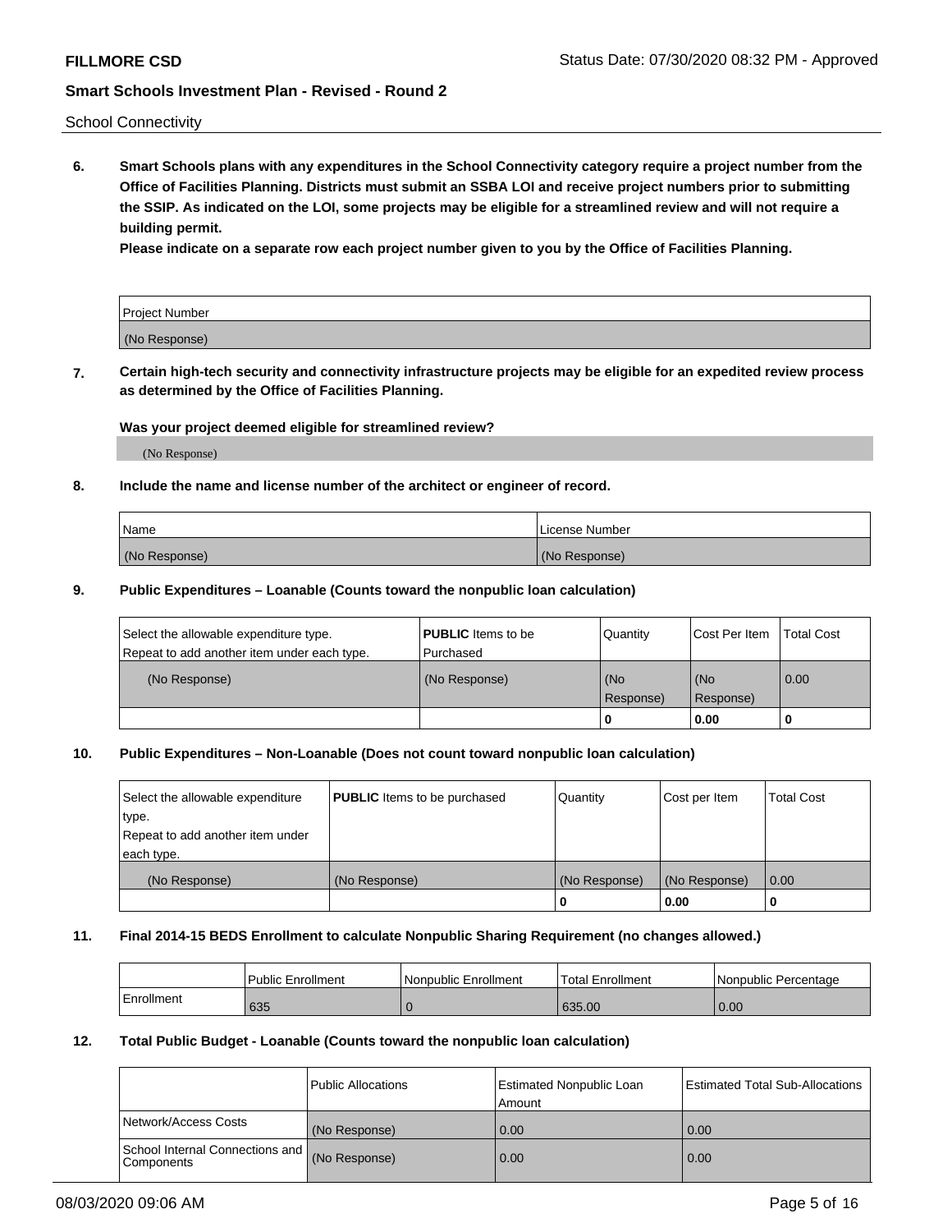School Connectivity

**6. Smart Schools plans with any expenditures in the School Connectivity category require a project number from the Office of Facilities Planning. Districts must submit an SSBA LOI and receive project numbers prior to submitting the SSIP. As indicated on the LOI, some projects may be eligible for a streamlined review and will not require a building permit.**

**Please indicate on a separate row each project number given to you by the Office of Facilities Planning.**

| Project Number |
| --- |
| (No Response) |

**7. Certain high-tech security and connectivity infrastructure projects may be eligible for an expedited review process as determined by the Office of Facilities Planning.**

**Was your project deemed eligible for streamlined review?**

(No Response)

**8. Include the name and license number of the architect or engineer of record.**

| Name | License Number |
| --- | --- |
| (No Response) | (No Response) |

**9. Public Expenditures – Loanable (Counts toward the nonpublic loan calculation)**

| Select the allowable expenditure type. Repeat to add another item under each type. | **PUBLIC** Items to be Purchased | Quantity | Cost Per Item | Total Cost |
| --- | --- | --- | --- | --- |
| (No Response) | (No Response) | (No Response) | (No Response) | 0.00 |
| | | 0 | 0.00 | 0 |

**10. Public Expenditures – Non-Loanable (Does not count toward nonpublic loan calculation)**

| Select the allowable expenditure type. Repeat to add another item under each type. | **PUBLIC** Items to be purchased | Quantity | Cost per Item | Total Cost |
| --- | --- | --- | --- | --- |
| (No Response) | (No Response) | (No Response) | (No Response) | 0.00 |
| | | 0 | 0.00 | 0 |

**11. Final 2014-15 BEDS Enrollment to calculate Nonpublic Sharing Requirement (no changes allowed.)**

| | Public Enrollment | Nonpublic Enrollment | Total Enrollment | Nonpublic Percentage |
| --- | --- | --- | --- | --- |
| Enrollment | 635 | 0 | 635.00 | 0.00 |

**12. Total Public Budget - Loanable (Counts toward the nonpublic loan calculation)**

| | Public Allocations | Estimated Nonpublic Loan Amount | Estimated Total Sub-Allocations |
| --- | --- | --- | --- |
| Network/Access Costs | (No Response) | 0.00 | 0.00 |
| School Internal Connections and Components | (No Response) | 0.00 | 0.00 |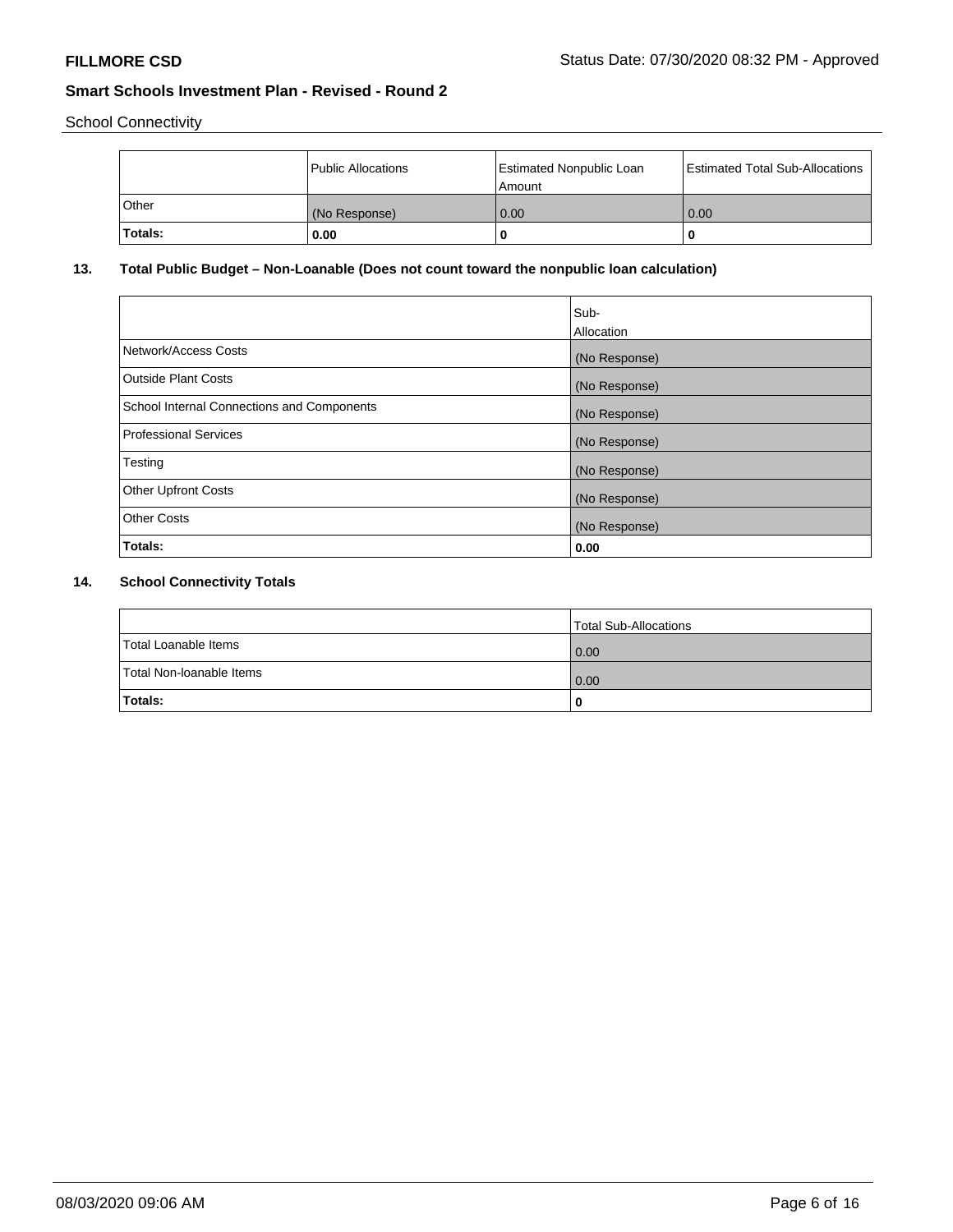School Connectivity

| | Public Allocations | Estimated Nonpublic Loan Amount | Estimated Total Sub-Allocations |
|---|---|---|---|
| Other | (No Response) | 0.00 | 0.00 |
| **Totals:** | **0.00** | **0** | **0** |

## 13. Total Public Budget – Non-Loanable (Does not count toward the nonpublic loan calculation)

| | Sub-Allocation |
|---|---|
| Network/Access Costs | (No Response) |
| Outside Plant Costs | (No Response) |
| School Internal Connections and Components | (No Response) |
| Professional Services | (No Response) |
| Testing | (No Response) |
| Other Upfront Costs | (No Response) |
| Other Costs | (No Response) |
| **Totals:** | **0.00** |

## 14. School Connectivity Totals

| | Total Sub-Allocations |
|---|---|
| Total Loanable Items | 0.00 |
| Total Non-loanable Items | 0.00 |
| **Totals:** | **0** |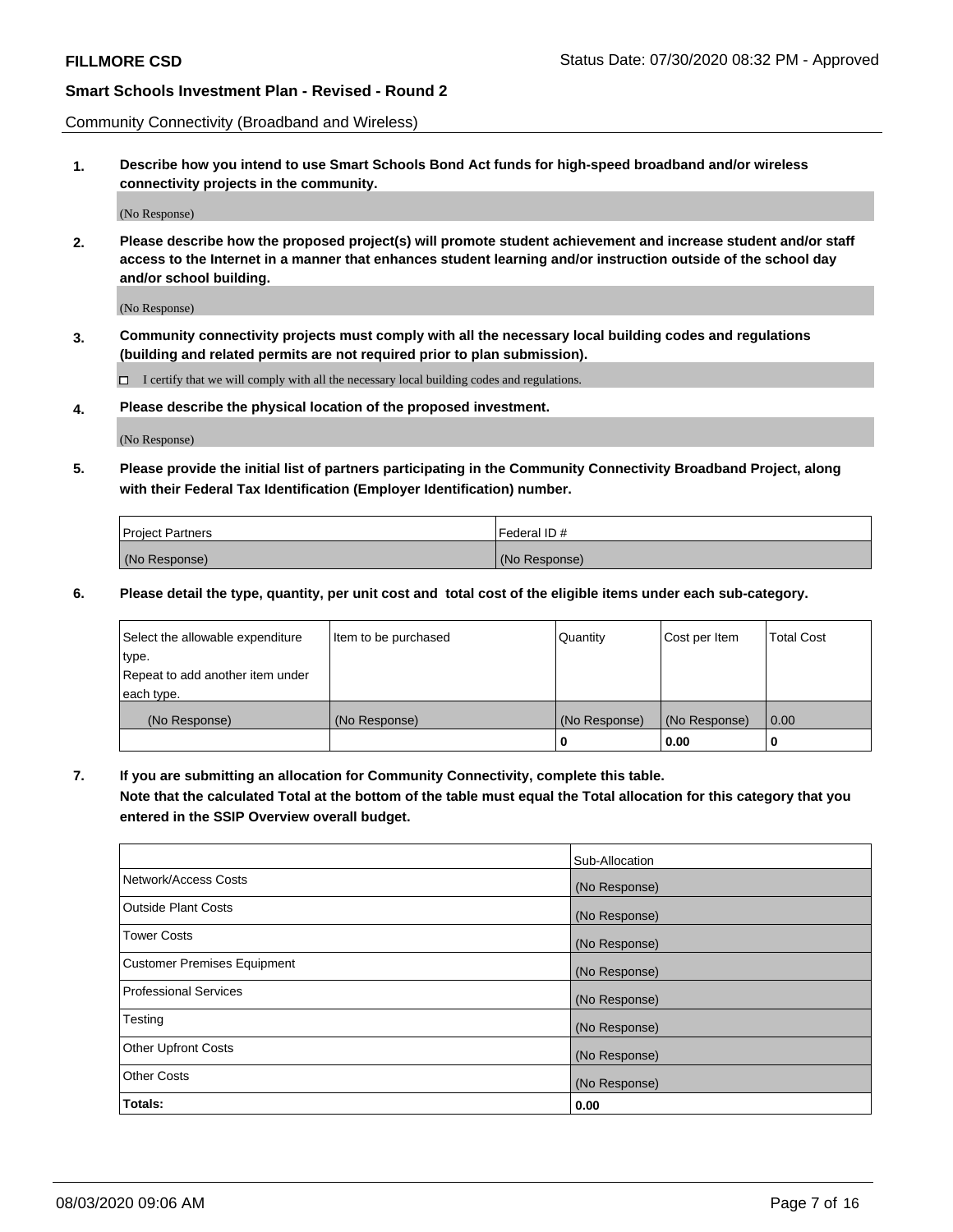Community Connectivity (Broadband and Wireless)

**1. Describe how you intend to use Smart Schools Bond Act funds for high-speed broadband and/or wireless connectivity projects in the community.**

(No Response)

**2. Please describe how the proposed project(s) will promote student achievement and increase student and/or staff access to the Internet in a manner that enhances student learning and/or instruction outside of the school day and/or school building.**

(No Response)

**3. Community connectivity projects must comply with all the necessary local building codes and regulations (building and related permits are not required prior to plan submission).**

☐ I certify that we will comply with all the necessary local building codes and regulations.

**4. Please describe the physical location of the proposed investment.**

(No Response)

**5. Please provide the initial list of partners participating in the Community Connectivity Broadband Project, along with their Federal Tax Identification (Employer Identification) number.**

| Project Partners | Federal ID # |
|---|---|
| (No Response) | (No Response) |

**6. Please detail the type, quantity, per unit cost and total cost of the eligible items under each sub-category.**

| Select the allowable expenditure type. Repeat to add another item under each type. | Item to be purchased | Quantity | Cost per Item | Total Cost |
|---|---|---|---|---|
| (No Response) | (No Response) | (No Response) | (No Response) | 0.00 |
| | | **0** | **0.00** | **0** |

**7. If you are submitting an allocation for Community Connectivity, complete this table. Note that the calculated Total at the bottom of the table must equal the Total allocation for this category that you entered in the SSIP Overview overall budget.**

| | Sub-Allocation |
|---|---|
| Network/Access Costs | (No Response) |
| Outside Plant Costs | (No Response) |
| Tower Costs | (No Response) |
| Customer Premises Equipment | (No Response) |
| Professional Services | (No Response) |
| Testing | (No Response) |
| Other Upfront Costs | (No Response) |
| Other Costs | (No Response) |
| **Totals:** | **0.00** |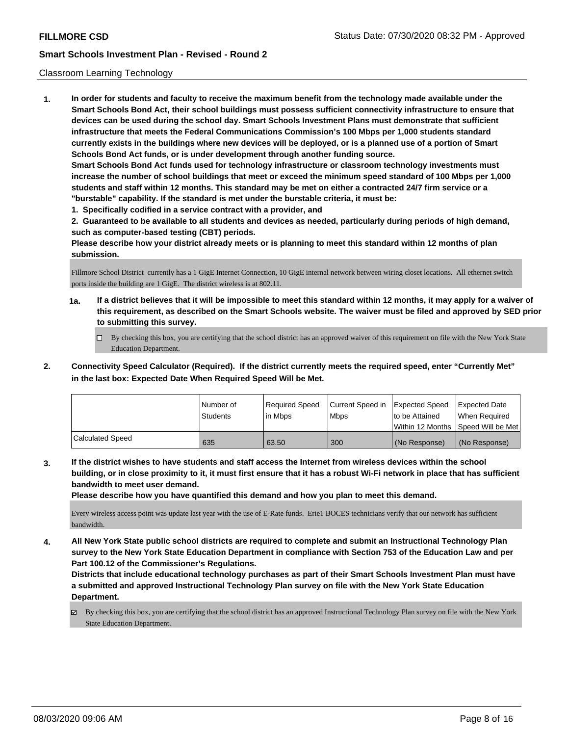Classroom Learning Technology

**1. In order for students and faculty to receive the maximum benefit from the technology made available under the Smart Schools Bond Act, their school buildings must possess sufficient connectivity infrastructure to ensure that devices can be used during the school day. Smart Schools Investment Plans must demonstrate that sufficient infrastructure that meets the Federal Communications Commission's 100 Mbps per 1,000 students standard currently exists in the buildings where new devices will be deployed, or is a planned use of a portion of Smart Schools Bond Act funds, or is under development through another funding source.**

**Smart Schools Bond Act funds used for technology infrastructure or classroom technology investments must increase the number of school buildings that meet or exceed the minimum speed standard of 100 Mbps per 1,000 students and staff within 12 months. This standard may be met on either a contracted 24/7 firm service or a "burstable" capability. If the standard is met under the burstable criteria, it must be:**

**1. Specifically codified in a service contract with a provider, and**

**2. Guaranteed to be available to all students and devices as needed, particularly during periods of high demand, such as computer-based testing (CBT) periods.**

**Please describe how your district already meets or is planning to meet this standard within 12 months of plan submission.**

Fillmore School District currently has a 1 GigE Internet Connection, 10 GigE internal network between wiring closet locations. All ethernet switch ports inside the building are 1 GigE. The district wireless is at 802.11.

**1a. If a district believes that it will be impossible to meet this standard within 12 months, it may apply for a waiver of this requirement, as described on the Smart Schools website. The waiver must be filed and approved by SED prior to submitting this survey.**

☐ By checking this box, you are certifying that the school district has an approved waiver of this requirement on file with the New York State Education Department.

**2. Connectivity Speed Calculator (Required). If the district currently meets the required speed, enter "Currently Met" in the last box: Expected Date When Required Speed Will be Met.**

| | Number of Students | Required Speed in Mbps | Current Speed in Mbps | Expected Speed to be Attained Within 12 Months | Expected Date When Required Speed Will be Met |
|---|---|---|---|---|---|
| Calculated Speed | 635 | 63.50 | 300 | (No Response) | (No Response) |

**3. If the district wishes to have students and staff access the Internet from wireless devices within the school building, or in close proximity to it, it must first ensure that it has a robust Wi-Fi network in place that has sufficient bandwidth to meet user demand.**

**Please describe how you have quantified this demand and how you plan to meet this demand.**

Every wireless access point was update last year with the use of E-Rate funds. Erie1 BOCES technicians verify that our network has sufficient bandwidth.

**4. All New York State public school districts are required to complete and submit an Instructional Technology Plan survey to the New York State Education Department in compliance with Section 753 of the Education Law and per Part 100.12 of the Commissioner's Regulations.**

**Districts that include educational technology purchases as part of their Smart Schools Investment Plan must have a submitted and approved Instructional Technology Plan survey on file with the New York State Education Department.**

☑ By checking this box, you are certifying that the school district has an approved Instructional Technology Plan survey on file with the New York State Education Department.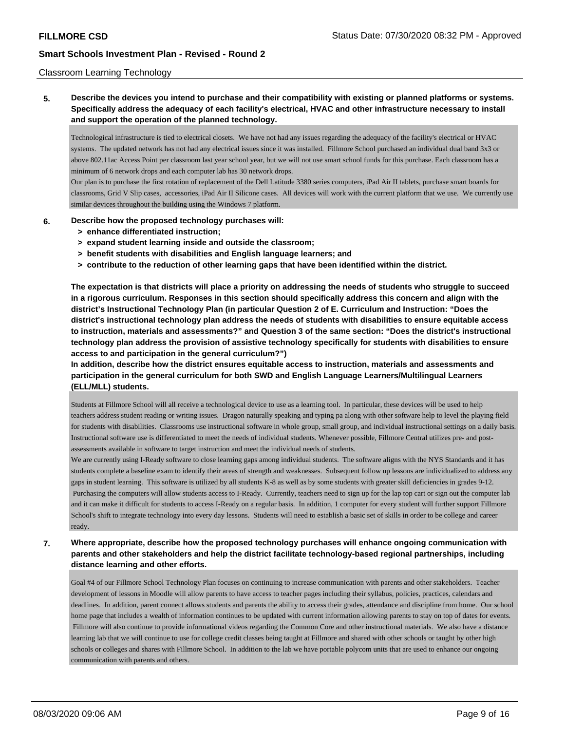Classroom Learning Technology

**5. Describe the devices you intend to purchase and their compatibility with existing or planned platforms or systems. Specifically address the adequacy of each facility's electrical, HVAC and other infrastructure necessary to install and support the operation of the planned technology.**

Technological infrastructure is tied to electrical closets. We have not had any issues regarding the adequacy of the facility's electrical or HVAC systems. The updated network has not had any electrical issues since it was installed. Fillmore School purchased an individual dual band 3x3 or above 802.11ac Access Point per classroom last year school year, but we will not use smart school funds for this purchase. Each classroom has a minimum of 6 network drops and each computer lab has 30 network drops.

Our plan is to purchase the first rotation of replacement of the Dell Latitude 3380 series computers, iPad Air II tablets, purchase smart boards for classrooms, Grid V Slip cases, accessories, iPad Air II Silicone cases. All devices will work with the current platform that we use. We currently use similar devices throughout the building using the Windows 7 platform.

**6. Describe how the proposed technology purchases will:**
- **> enhance differentiated instruction;**
- **> expand student learning inside and outside the classroom;**
- **> benefit students with disabilities and English language learners; and**
- **> contribute to the reduction of other learning gaps that have been identified within the district.**

**The expectation is that districts will place a priority on addressing the needs of students who struggle to succeed in a rigorous curriculum. Responses in this section should specifically address this concern and align with the district's Instructional Technology Plan (in particular Question 2 of E. Curriculum and Instruction: "Does the district's instructional technology plan address the needs of students with disabilities to ensure equitable access to instruction, materials and assessments?" and Question 3 of the same section: "Does the district's instructional technology plan address the provision of assistive technology specifically for students with disabilities to ensure access to and participation in the general curriculum?")**

**In addition, describe how the district ensures equitable access to instruction, materials and assessments and participation in the general curriculum for both SWD and English Language Learners/Multilingual Learners (ELL/MLL) students.**

Students at Fillmore School will all receive a technological device to use as a learning tool. In particular, these devices will be used to help teachers address student reading or writing issues. Dragon naturally speaking and typing pa along with other software help to level the playing field for students with disabilities. Classrooms use instructional software in whole group, small group, and individual instructional settings on a daily basis. Instructional software use is differentiated to meet the needs of individual students. Whenever possible, Fillmore Central utilizes pre- and post-assessments available in software to target instruction and meet the individual needs of students.

We are currently using I-Ready software to close learning gaps among individual students. The software aligns with the NYS Standards and it has students complete a baseline exam to identify their areas of strength and weaknesses. Subsequent follow up lessons are individualized to address any gaps in student learning. This software is utilized by all students K-8 as well as by some students with greater skill deficiencies in grades 9-12. Purchasing the computers will allow students access to I-Ready. Currently, teachers need to sign up for the lap top cart or sign out the computer lab and it can make it difficult for students to access I-Ready on a regular basis. In addition, 1 computer for every student will further support Fillmore School's shift to integrate technology into every day lessons. Students will need to establish a basic set of skills in order to be college and career ready.

**7. Where appropriate, describe how the proposed technology purchases will enhance ongoing communication with parents and other stakeholders and help the district facilitate technology-based regional partnerships, including distance learning and other efforts.**

Goal #4 of our Fillmore School Technology Plan focuses on continuing to increase communication with parents and other stakeholders. Teacher development of lessons in Moodle will allow parents to have access to teacher pages including their syllabus, policies, practices, calendars and deadlines. In addition, parent connect allows students and parents the ability to access their grades, attendance and discipline from home. Our school home page that includes a wealth of information continues to be updated with current information allowing parents to stay on top of dates for events. Fillmore will also continue to provide informational videos regarding the Common Core and other instructional materials. We also have a distance learning lab that we will continue to use for college credit classes being taught at Fillmore and shared with other schools or taught by other high schools or colleges and shares with Fillmore School. In addition to the lab we have portable polycom units that are used to enhance our ongoing communication with parents and others.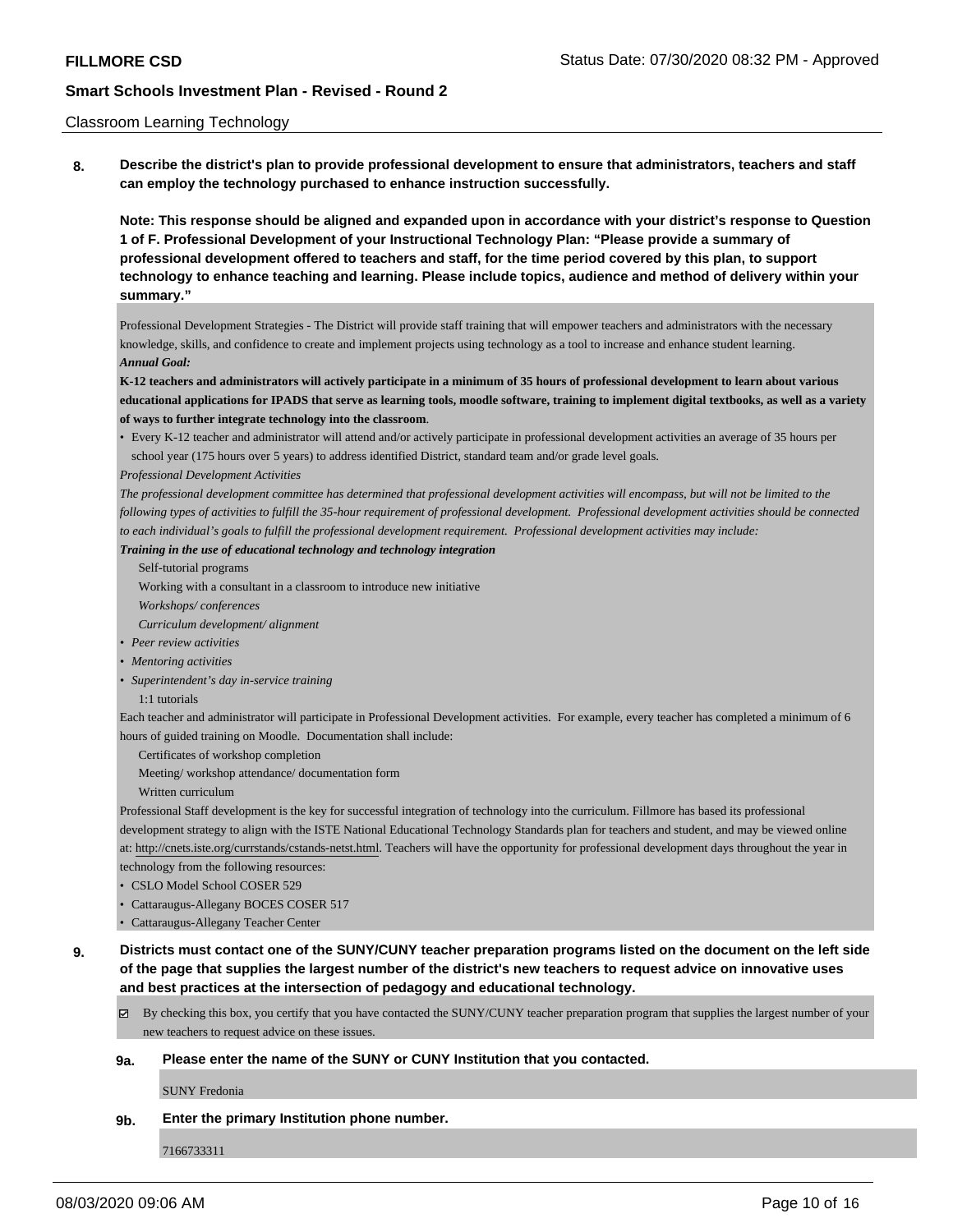Classroom Learning Technology

**8. Describe the district's plan to provide professional development to ensure that administrators, teachers and staff can employ the technology purchased to enhance instruction successfully.**

**Note: This response should be aligned and expanded upon in accordance with your district's response to Question 1 of F. Professional Development of your Instructional Technology Plan: "Please provide a summary of professional development offered to teachers and staff, for the time period covered by this plan, to support technology to enhance teaching and learning. Please include topics, audience and method of delivery within your summary."**

Professional Development Strategies - The District will provide staff training that will empower teachers and administrators with the necessary knowledge, skills, and confidence to create and implement projects using technology as a tool to increase and enhance student learning.

***Annual Goal:***

**K-12 teachers and administrators will actively participate in a minimum of 35 hours of professional development to learn about various educational applications for IPADS that serve as learning tools, moodle software, training to implement digital textbooks, as well as a variety of ways to further integrate technology into the classroom**.

- Every K-12 teacher and administrator will attend and/or actively participate in professional development activities an average of 35 hours per school year (175 hours over 5 years) to address identified District, standard team and/or grade level goals.

*Professional Development Activities*

*The professional development committee has determined that professional development activities will encompass, but will not be limited to the following types of activities to fulfill the 35-hour requirement of professional development. Professional development activities should be connected to each individual's goals to fulfill the professional development requirement. Professional development activities may include:*

***Training in the use of educational technology and technology integration***

Self-tutorial programs

Working with a consultant in a classroom to introduce new initiative

*Workshops/ conferences*

*Curriculum development/ alignment*

- *Peer review activities*
- *Mentoring activities*
- *Superintendent's day in-service training*

1:1 tutorials

Each teacher and administrator will participate in Professional Development activities. For example, every teacher has completed a minimum of 6 hours of guided training on Moodle. Documentation shall include:

Certificates of workshop completion

Meeting/ workshop attendance/ documentation form

Written curriculum

Professional Staff development is the key for successful integration of technology into the curriculum. Fillmore has based its professional development strategy to align with the ISTE National Educational Technology Standards plan for teachers and student, and may be viewed online at: http://cnets.iste.org/currstands/cstands-netst.html. Teachers will have the opportunity for professional development days throughout the year in technology from the following resources:

- CSLO Model School COSER 529
- Cattaraugus-Allegany BOCES COSER 517
- Cattaraugus-Allegany Teacher Center

**9. Districts must contact one of the SUNY/CUNY teacher preparation programs listed on the document on the left side of the page that supplies the largest number of the district's new teachers to request advice on innovative uses and best practices at the intersection of pedagogy and educational technology.**

☑ By checking this box, you certify that you have contacted the SUNY/CUNY teacher preparation program that supplies the largest number of your new teachers to request advice on these issues.

**9a. Please enter the name of the SUNY or CUNY Institution that you contacted.**

SUNY Fredonia

**9b. Enter the primary Institution phone number.**

7166733311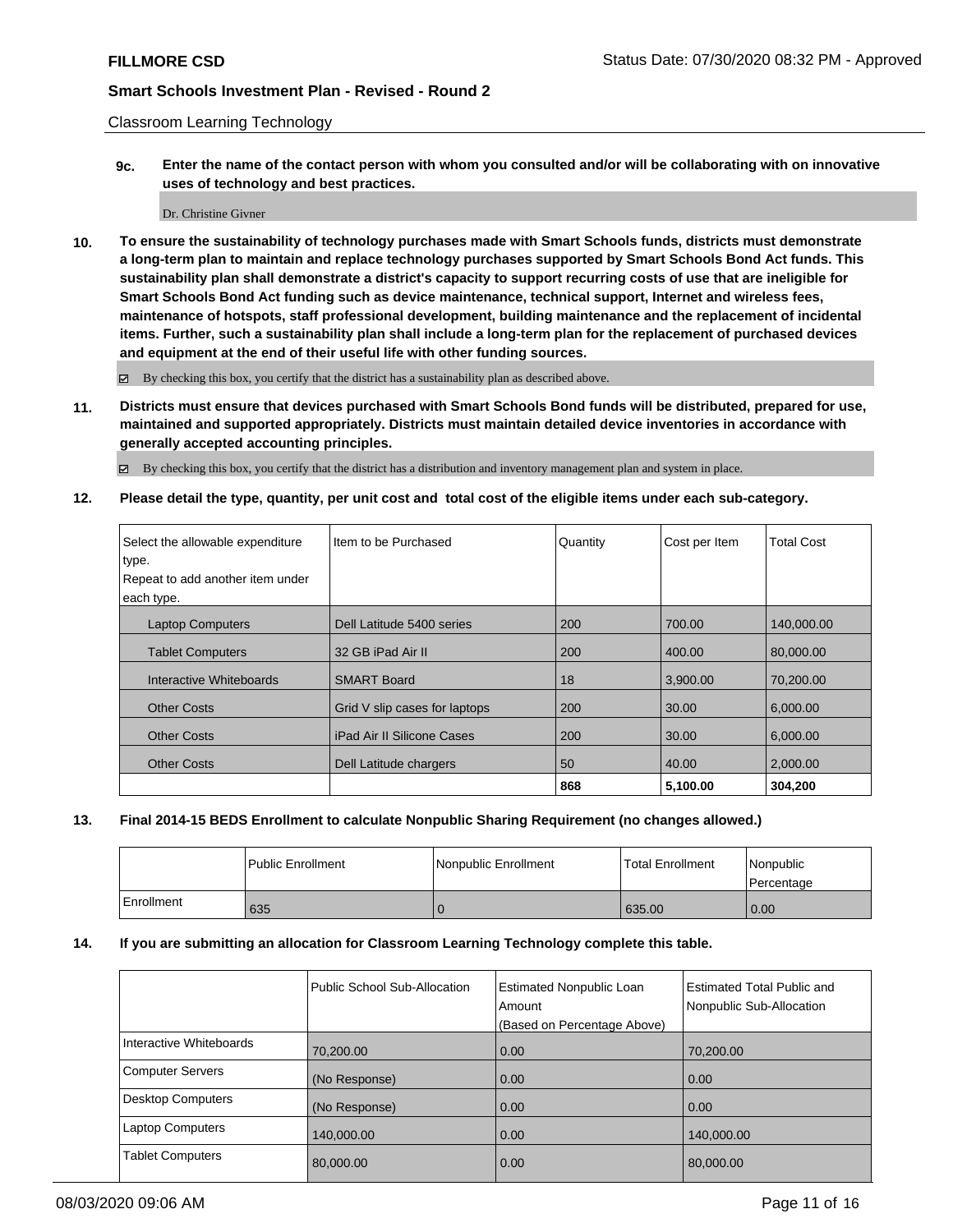Classroom Learning Technology

**9c.** **Enter the name of the contact person with whom you consulted and/or will be collaborating with on innovative uses of technology and best practices.**

Dr. Christine Givner

**10.** **To ensure the sustainability of technology purchases made with Smart Schools funds, districts must demonstrate a long-term plan to maintain and replace technology purchases supported by Smart Schools Bond Act funds. This sustainability plan shall demonstrate a district's capacity to support recurring costs of use that are ineligible for Smart Schools Bond Act funding such as device maintenance, technical support, Internet and wireless fees, maintenance of hotspots, staff professional development, building maintenance and the replacement of incidental items. Further, such a sustainability plan shall include a long-term plan for the replacement of purchased devices and equipment at the end of their useful life with other funding sources.**

☑ By checking this box, you certify that the district has a sustainability plan as described above.

**11.** **Districts must ensure that devices purchased with Smart Schools Bond funds will be distributed, prepared for use, maintained and supported appropriately. Districts must maintain detailed device inventories in accordance with generally accepted accounting principles.**

☑ By checking this box, you certify that the district has a distribution and inventory management plan and system in place.

**12.** **Please detail the type, quantity, per unit cost and total cost of the eligible items under each sub-category.**

| Select the allowable expenditure type. Repeat to add another item under each type. | Item to be Purchased | Quantity | Cost per Item | Total Cost |
|---|---|---|---|---|
| Laptop Computers | Dell Latitude 5400 series | 200 | 700.00 | 140,000.00 |
| Tablet Computers | 32 GB iPad Air II | 200 | 400.00 | 80,000.00 |
| Interactive Whiteboards | SMART Board | 18 | 3,900.00 | 70,200.00 |
| Other Costs | Grid V slip cases for laptops | 200 | 30.00 | 6,000.00 |
| Other Costs | iPad Air II Silicone Cases | 200 | 30.00 | 6,000.00 |
| Other Costs | Dell Latitude chargers | 50 | 40.00 | 2,000.00 |
| | | **868** | **5,100.00** | **304,200** |

**13.** **Final 2014-15 BEDS Enrollment to calculate Nonpublic Sharing Requirement (no changes allowed.)**

| | Public Enrollment | Nonpublic Enrollment | Total Enrollment | Nonpublic Percentage |
|---|---|---|---|---|
| Enrollment | 635 | 0 | 635.00 | 0.00 |

**14.** **If you are submitting an allocation for Classroom Learning Technology complete this table.**

| | Public School Sub-Allocation | Estimated Nonpublic Loan Amount (Based on Percentage Above) | Estimated Total Public and Nonpublic Sub-Allocation |
|---|---|---|---|
| Interactive Whiteboards | 70,200.00 | 0.00 | 70,200.00 |
| Computer Servers | (No Response) | 0.00 | 0.00 |
| Desktop Computers | (No Response) | 0.00 | 0.00 |
| Laptop Computers | 140,000.00 | 0.00 | 140,000.00 |
| Tablet Computers | 80,000.00 | 0.00 | 80,000.00 |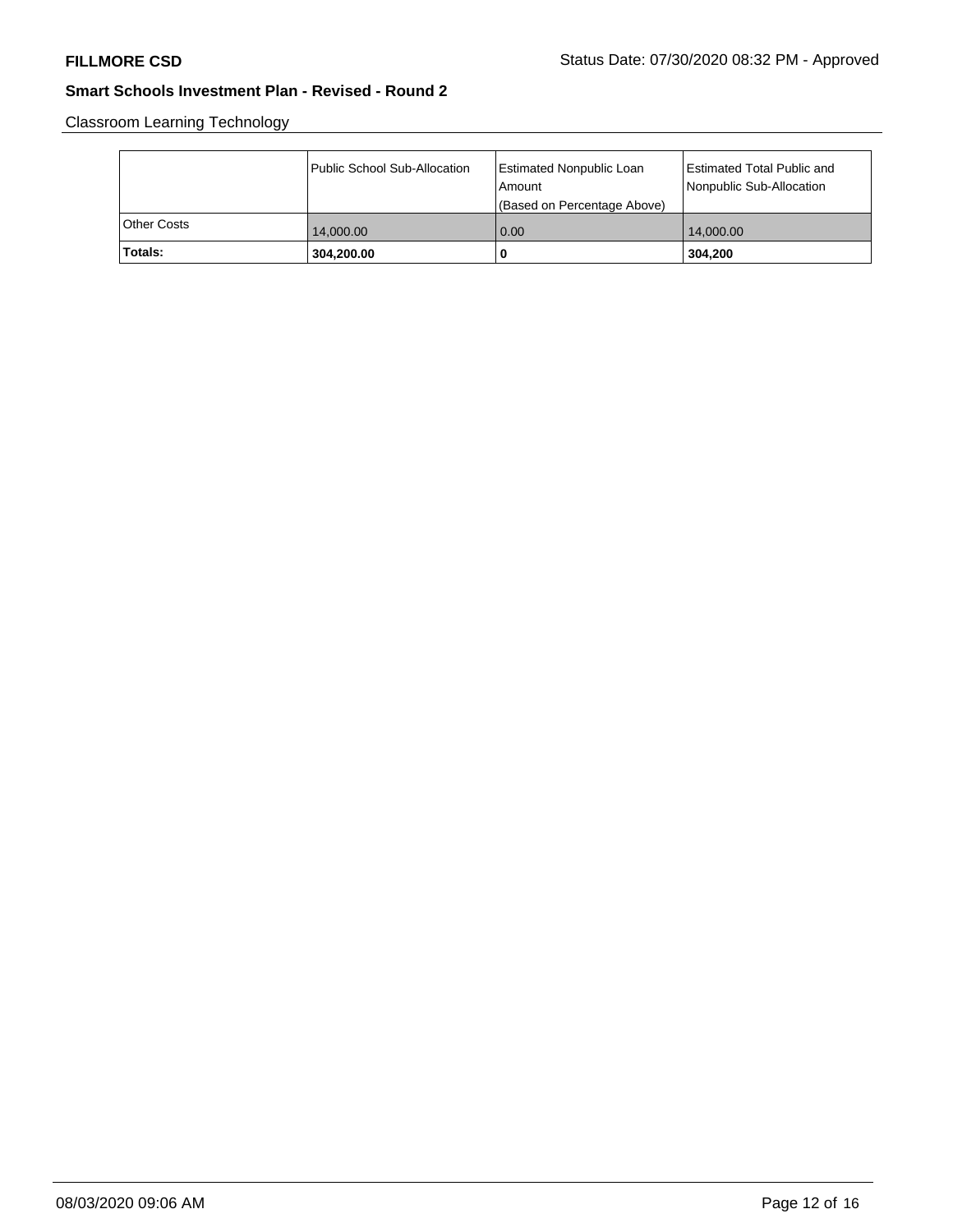Classroom Learning Technology

| | Public School Sub-Allocation | Estimated Nonpublic Loan Amount (Based on Percentage Above) | Estimated Total Public and Nonpublic Sub-Allocation |
|---|---|---|---|
| Other Costs | 14,000.00 | 0.00 | 14,000.00 |
| **Totals:** | **304,200.00** | **0** | **304,200** |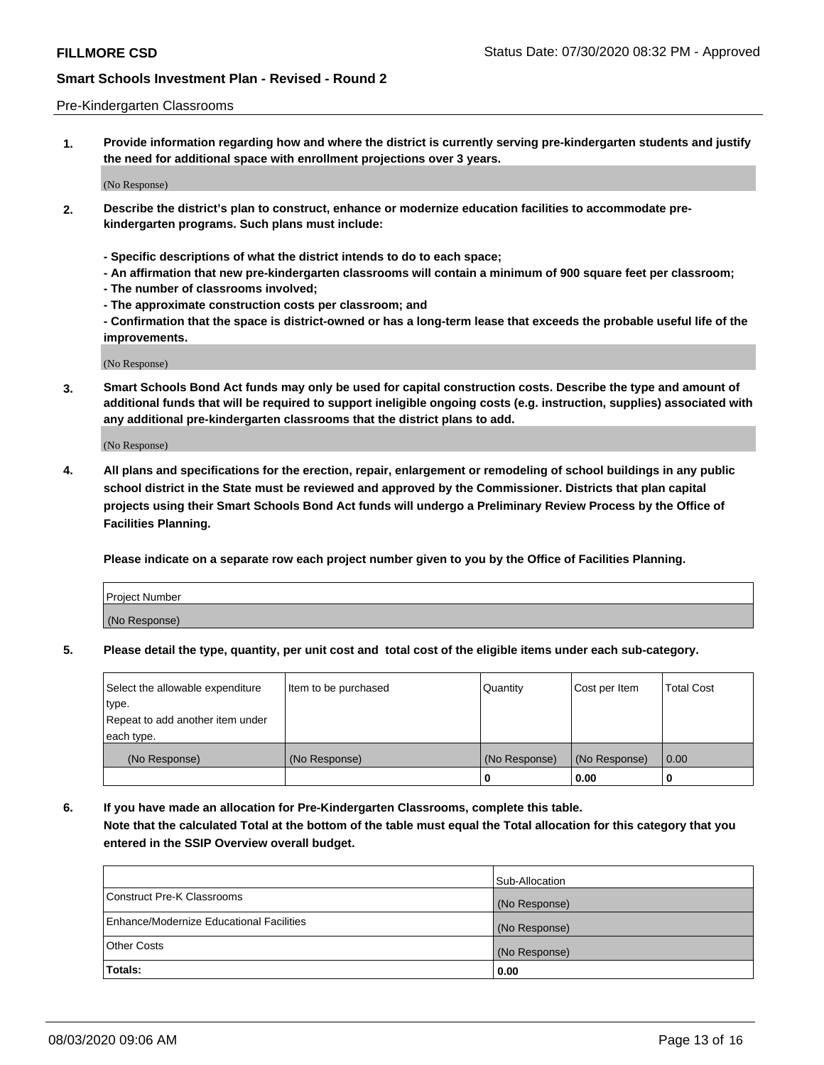Pre-Kindergarten Classrooms

1. **Provide information regarding how and where the district is currently serving pre-kindergarten students and justify the need for additional space with enrollment projections over 3 years.**

(No Response)

2. **Describe the district's plan to construct, enhance or modernize education facilities to accommodate pre-kindergarten programs. Such plans must include:**

   **- Specific descriptions of what the district intends to do to each space;**
   **- An affirmation that new pre-kindergarten classrooms will contain a minimum of 900 square feet per classroom;**
   **- The number of classrooms involved;**
   **- The approximate construction costs per classroom; and**
   **- Confirmation that the space is district-owned or has a long-term lease that exceeds the probable useful life of the improvements.**

(No Response)

3. **Smart Schools Bond Act funds may only be used for capital construction costs. Describe the type and amount of additional funds that will be required to support ineligible ongoing costs (e.g. instruction, supplies) associated with any additional pre-kindergarten classrooms that the district plans to add.**

(No Response)

4. **All plans and specifications for the erection, repair, enlargement or remodeling of school buildings in any public school district in the State must be reviewed and approved by the Commissioner. Districts that plan capital projects using their Smart Schools Bond Act funds will undergo a Preliminary Review Process by the Office of Facilities Planning.**

   **Please indicate on a separate row each project number given to you by the Office of Facilities Planning.**

| Project Number |
|---|
| (No Response) |

5. **Please detail the type, quantity, per unit cost and total cost of the eligible items under each sub-category.**

| Select the allowable expenditure type. Repeat to add another item under each type. | Item to be purchased | Quantity | Cost per Item | Total Cost |
|---|---|---|---|---|
| (No Response) | (No Response) | (No Response) | (No Response) | 0.00 |
| | | 0 | 0.00 | 0 |

6. **If you have made an allocation for Pre-Kindergarten Classrooms, complete this table.**
   **Note that the calculated Total at the bottom of the table must equal the Total allocation for this category that you entered in the SSIP Overview overall budget.**

| | Sub-Allocation |
|---|---|
| Construct Pre-K Classrooms | (No Response) |
| Enhance/Modernize Educational Facilities | (No Response) |
| Other Costs | (No Response) |
| **Totals:** | **0.00** |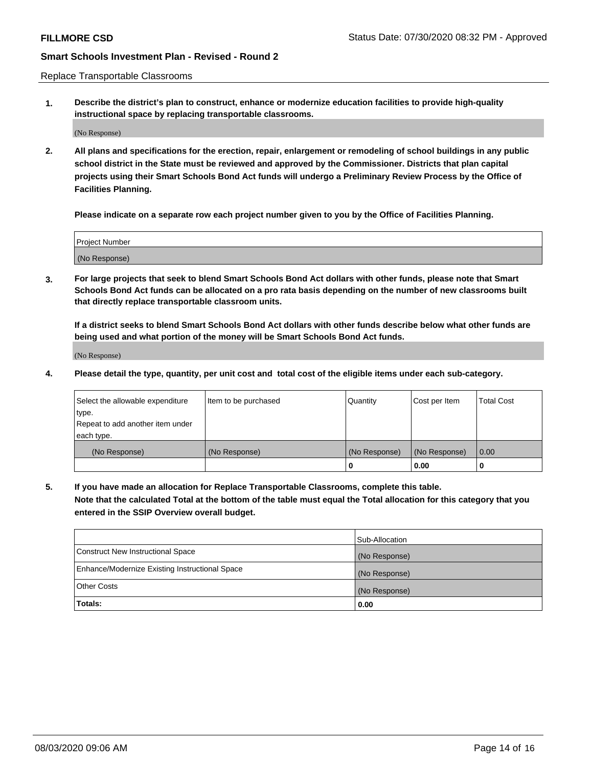Replace Transportable Classrooms

**1. Describe the district's plan to construct, enhance or modernize education facilities to provide high-quality instructional space by replacing transportable classrooms.**

(No Response)

**2. All plans and specifications for the erection, repair, enlargement or remodeling of school buildings in any public school district in the State must be reviewed and approved by the Commissioner. Districts that plan capital projects using their Smart Schools Bond Act funds will undergo a Preliminary Review Process by the Office of Facilities Planning.**

**Please indicate on a separate row each project number given to you by the Office of Facilities Planning.**

| Project Number |
|---|
| (No Response) |

**3. For large projects that seek to blend Smart Schools Bond Act dollars with other funds, please note that Smart Schools Bond Act funds can be allocated on a pro rata basis depending on the number of new classrooms built that directly replace transportable classroom units.**

**If a district seeks to blend Smart Schools Bond Act dollars with other funds describe below what other funds are being used and what portion of the money will be Smart Schools Bond Act funds.**

(No Response)

**4. Please detail the type, quantity, per unit cost and total cost of the eligible items under each sub-category.**

| Select the allowable expenditure type. Repeat to add another item under each type. | Item to be purchased | Quantity | Cost per Item | Total Cost |
|---|---|---|---|---|
| (No Response) | (No Response) | (No Response) | (No Response) | 0.00 |
| | | 0 | 0.00 | 0 |

**5. If you have made an allocation for Replace Transportable Classrooms, complete this table. Note that the calculated Total at the bottom of the table must equal the Total allocation for this category that you entered in the SSIP Overview overall budget.**

| | Sub-Allocation |
|---|---|
| Construct New Instructional Space | (No Response) |
| Enhance/Modernize Existing Instructional Space | (No Response) |
| Other Costs | (No Response) |
| **Totals:** | **0.00** |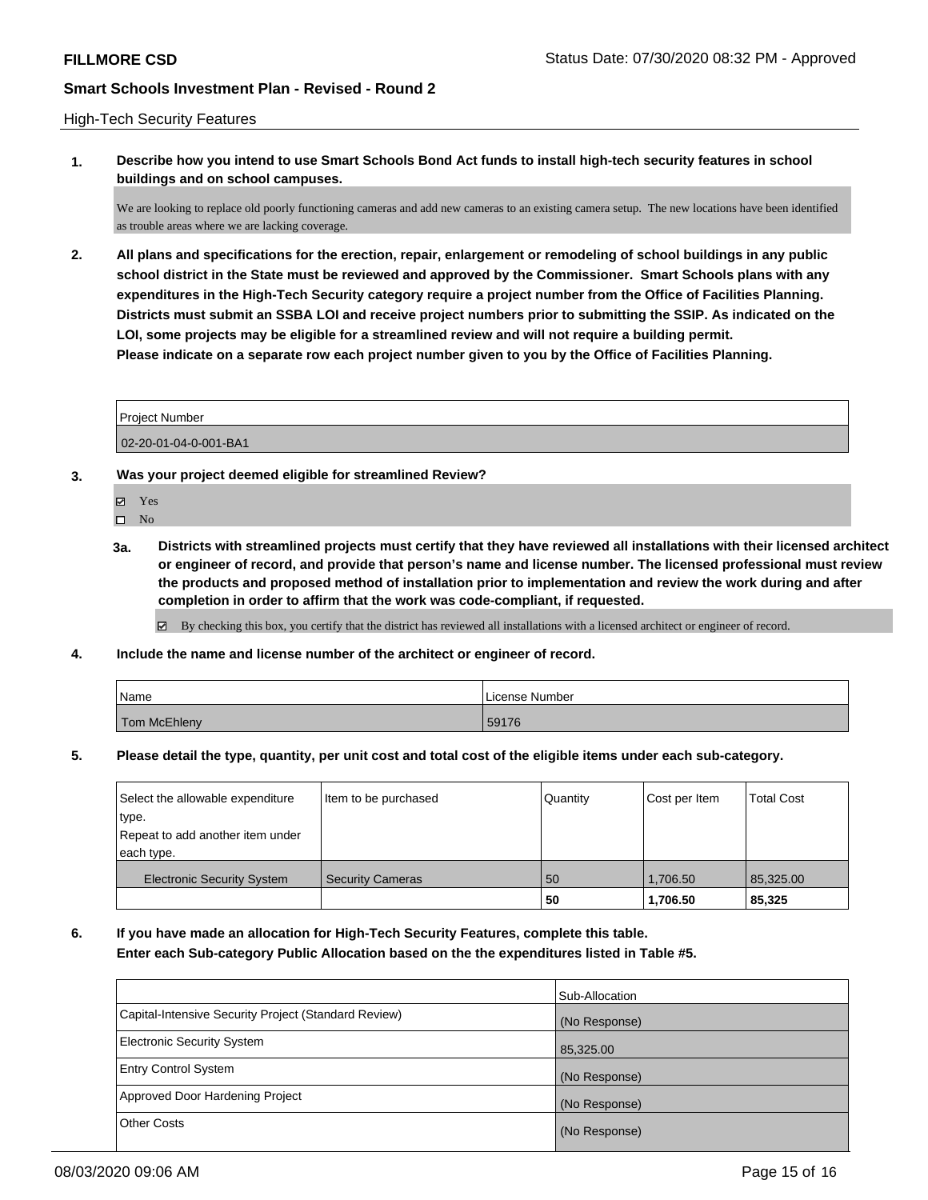High-Tech Security Features

**1. Describe how you intend to use Smart Schools Bond Act funds to install high-tech security features in school buildings and on school campuses.**

We are looking to replace old poorly functioning cameras and add new cameras to an existing camera setup. The new locations have been identified as trouble areas where we are lacking coverage.

**2. All plans and specifications for the erection, repair, enlargement or remodeling of school buildings in any public school district in the State must be reviewed and approved by the Commissioner. Smart Schools plans with any expenditures in the High-Tech Security category require a project number from the Office of Facilities Planning. Districts must submit an SSBA LOI and receive project numbers prior to submitting the SSIP. As indicated on the LOI, some projects may be eligible for a streamlined review and will not require a building permit.**
**Please indicate on a separate row each project number given to you by the Office of Facilities Planning.**

| Project Number |
| --- |
| 02-20-01-04-0-001-BA1 |

**3. Was your project deemed eligible for streamlined Review?**

- ☑ Yes
- ☐ No

**3a. Districts with streamlined projects must certify that they have reviewed all installations with their licensed architect or engineer of record, and provide that person's name and license number. The licensed professional must review the products and proposed method of installation prior to implementation and review the work during and after completion in order to affirm that the work was code-compliant, if requested.**

☑ By checking this box, you certify that the district has reviewed all installations with a licensed architect or engineer of record.

**4. Include the name and license number of the architect or engineer of record.**

| Name | License Number |
| --- | --- |
| Tom McEhleny | 59176 |

**5. Please detail the type, quantity, per unit cost and total cost of the eligible items under each sub-category.**

| Select the allowable expenditure type. Repeat to add another item under each type. | Item to be purchased | Quantity | Cost per Item | Total Cost |
| --- | --- | --- | --- | --- |
| Electronic Security System | Security Cameras | 50 | 1,706.50 | 85,325.00 |
| | | **50** | **1,706.50** | **85,325** |

**6. If you have made an allocation for High-Tech Security Features, complete this table.**
**Enter each Sub-category Public Allocation based on the the expenditures listed in Table #5.**

| | Sub-Allocation |
| --- | --- |
| Capital-Intensive Security Project (Standard Review) | (No Response) |
| Electronic Security System | 85,325.00 |
| Entry Control System | (No Response) |
| Approved Door Hardening Project | (No Response) |
| Other Costs | (No Response) |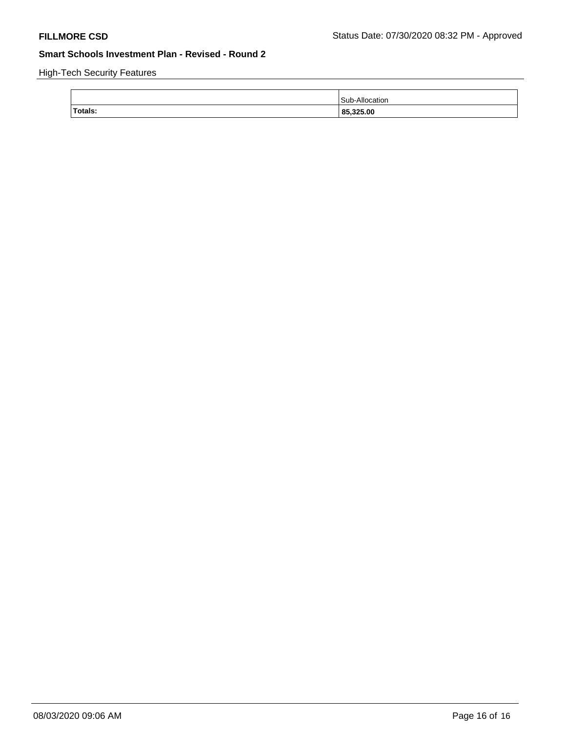High-Tech Security Features

| | Sub-Allocation |
|---|---|
| **Totals:** | **85,325.00** |